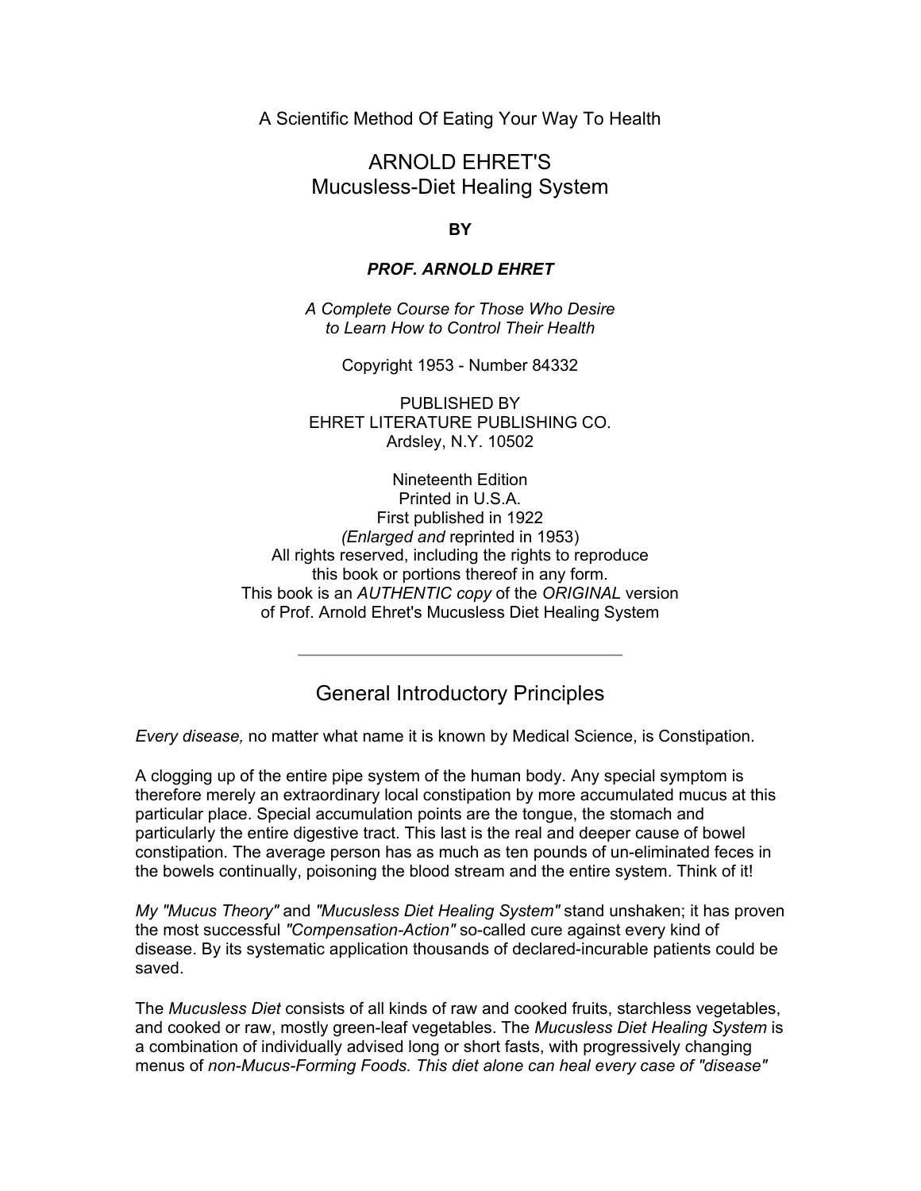A Scientific Method Of Eating Your Way To Health

# ARNOLD EHRET'S
# Mucusless-Diet Healing System

**BY**

***PROF. ARNOLD EHRET***

*A Complete Course for Those Who Desire to Learn How to Control Their Health*

Copyright 1953 - Number 84332

PUBLISHED BY
EHRET LITERATURE PUBLISHING CO.
Ardsley, N.Y. 10502

Nineteenth Edition
Printed in U.S.A.
First published in 1922
*(Enlarged and* reprinted in 1953)
All rights reserved, including the rights to reproduce this book or portions thereof in any form.
This book is an *AUTHENTIC copy* of the *ORIGINAL* version of Prof. Arnold Ehret's Mucusless Diet Healing System

---

## General Introductory Principles

*Every disease,* no matter what name it is known by Medical Science, is Constipation.

A clogging up of the entire pipe system of the human body. Any special symptom is therefore merely an extraordinary local constipation by more accumulated mucus at this particular place. Special accumulation points are the tongue, the stomach and particularly the entire digestive tract. This last is the real and deeper cause of bowel constipation. The average person has as much as ten pounds of un-eliminated feces in the bowels continually, poisoning the blood stream and the entire system. Think of it!

*My "Mucus Theory"* and *"Mucusless Diet Healing System"* stand unshaken; it has proven the most successful *"Compensation-Action"* so-called cure against every kind of disease. By its systematic application thousands of declared-incurable patients could be saved.

The *Mucusless Diet* consists of all kinds of raw and cooked fruits, starchless vegetables, and cooked or raw, mostly green-leaf vegetables. The *Mucusless Diet Healing System* is a combination of individually advised long or short fasts, with progressively changing menus of *non-Mucus-Forming Foods*. *This diet alone can heal every case of "disease"*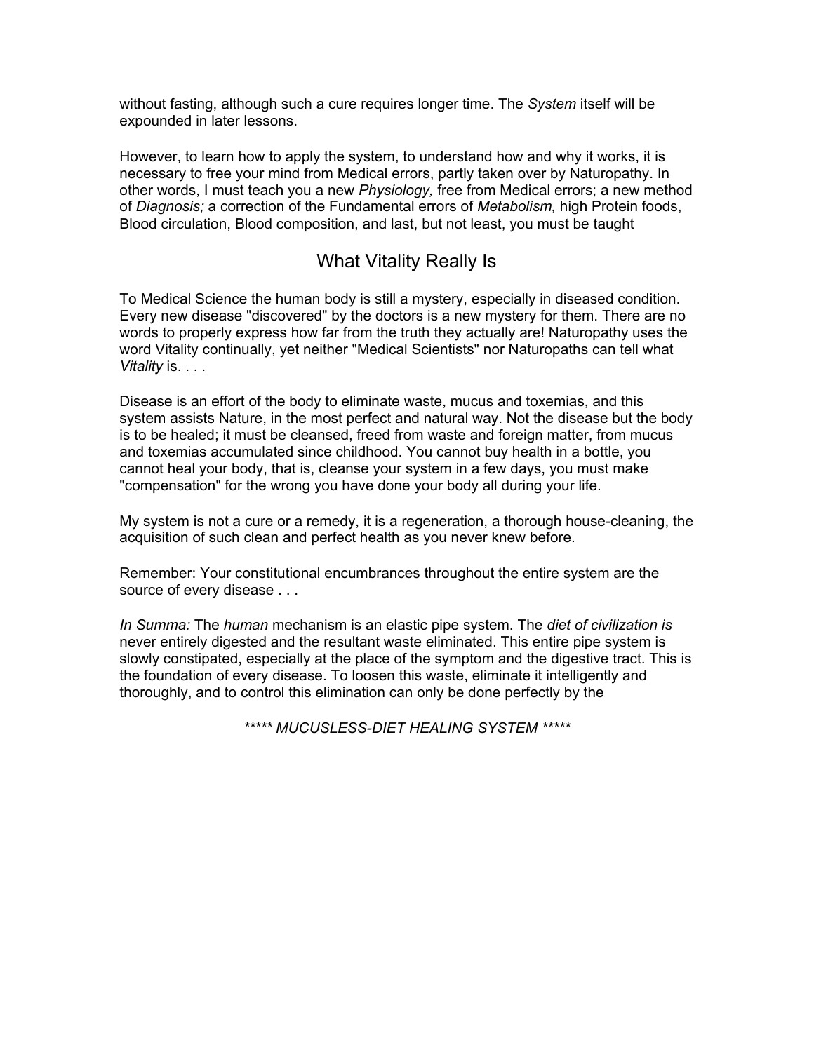without fasting, although such a cure requires longer time. The *System* itself will be expounded in later lessons.

However, to learn how to apply the system, to understand how and why it works, it is necessary to free your mind from Medical errors, partly taken over by Naturopathy. In other words, I must teach you a new *Physiology,* free from Medical errors; a new method of *Diagnosis;* a correction of the Fundamental errors of *Metabolism,* high Protein foods, Blood circulation, Blood composition, and last, but not least, you must be taught

## What Vitality Really Is

To Medical Science the human body is still a mystery, especially in diseased condition. Every new disease "discovered" by the doctors is a new mystery for them. There are no words to properly express how far from the truth they actually are! Naturopathy uses the word Vitality continually, yet neither "Medical Scientists" nor Naturopaths can tell what *Vitality* is. . . .

Disease is an effort of the body to eliminate waste, mucus and toxemias, and this system assists Nature, in the most perfect and natural way. Not the disease but the body is to be healed; it must be cleansed, freed from waste and foreign matter, from mucus and toxemias accumulated since childhood. You cannot buy health in a bottle, you cannot heal your body, that is, cleanse your system in a few days, you must make "compensation" for the wrong you have done your body all during your life.

My system is not a cure or a remedy, it is a regeneration, a thorough house-cleaning, the acquisition of such clean and perfect health as you never knew before.

Remember: Your constitutional encumbrances throughout the entire system are the source of every disease . . .

*In Summa:* The *human* mechanism is an elastic pipe system. The *diet of civilization is* never entirely digested and the resultant waste eliminated. This entire pipe system is slowly constipated, especially at the place of the symptom and the digestive tract. This is the foundation of every disease. To loosen this waste, eliminate it intelligently and thoroughly, and to control this elimination can only be done perfectly by the

*\*\*\*\*\* MUCUSLESS-DIET HEALING SYSTEM \*\*\*\*\**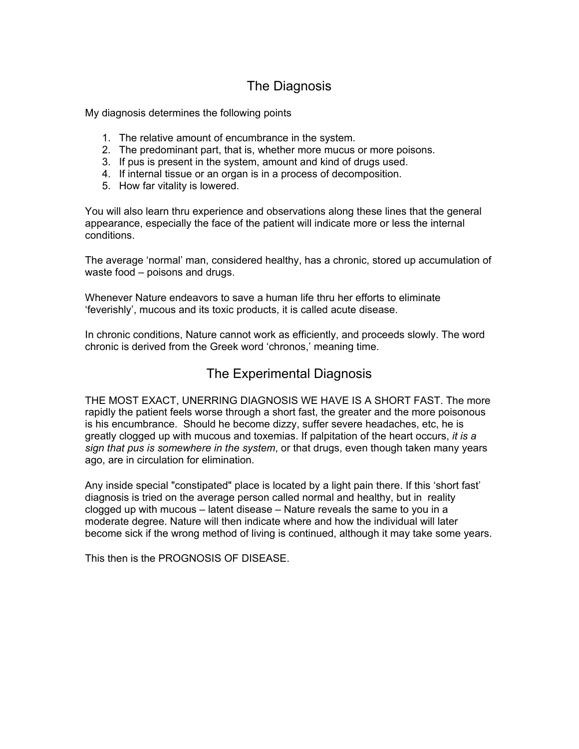## The Diagnosis

My diagnosis determines the following points

1. The relative amount of encumbrance in the system.
2. The predominant part, that is, whether more mucus or more poisons.
3. If pus is present in the system, amount and kind of drugs used.
4. If internal tissue or an organ is in a process of decomposition.
5. How far vitality is lowered.

You will also learn thru experience and observations along these lines that the general appearance, especially the face of the patient will indicate more or less the internal conditions.

The average 'normal' man, considered healthy, has a chronic, stored up accumulation of waste food – poisons and drugs.

Whenever Nature endeavors to save a human life thru her efforts to eliminate 'feverishly', mucous and its toxic products, it is called acute disease.

In chronic conditions, Nature cannot work as efficiently, and proceeds slowly. The word chronic is derived from the Greek word 'chronos,' meaning time.

## The Experimental Diagnosis

THE MOST EXACT, UNERRING DIAGNOSIS WE HAVE IS A SHORT FAST. The more rapidly the patient feels worse through a short fast, the greater and the more poisonous is his encumbrance. Should he become dizzy, suffer severe headaches, etc, he is greatly clogged up with mucous and toxemias. If palpitation of the heart occurs, *it is a sign that pus is somewhere in the system*, or that drugs, even though taken many years ago, are in circulation for elimination.

Any inside special "constipated" place is located by a light pain there. If this 'short fast' diagnosis is tried on the average person called normal and healthy, but in reality clogged up with mucous – latent disease – Nature reveals the same to you in a moderate degree. Nature will then indicate where and how the individual will later become sick if the wrong method of living is continued, although it may take some years.

This then is the PROGNOSIS OF DISEASE.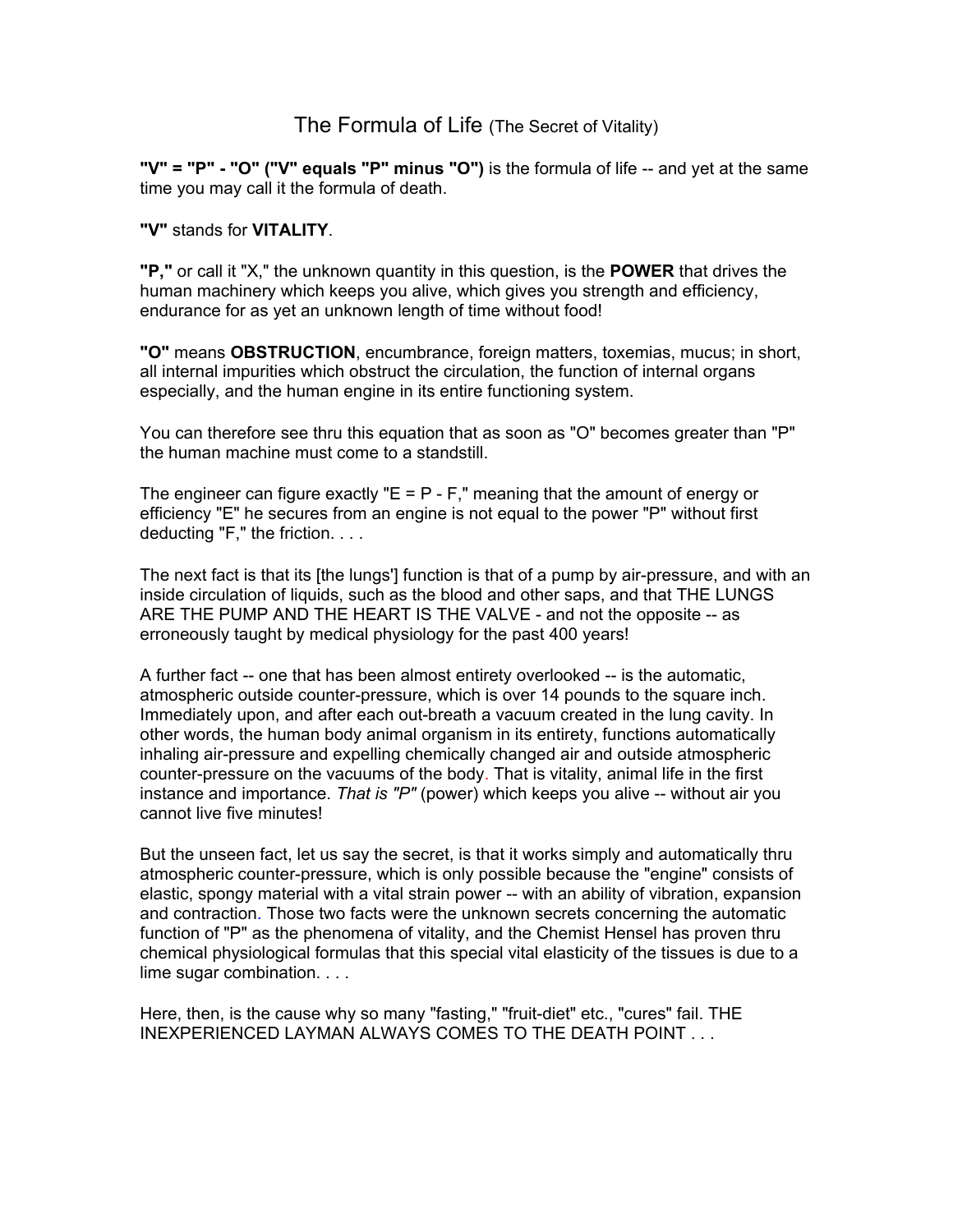# The Formula of Life (The Secret of Vitality)

**"V" = "P" - "O" ("V" equals "P" minus "O")** is the formula of life -- and yet at the same time you may call it the formula of death.

**"V"** stands for **VITALITY**.

**"P,"** or call it "X," the unknown quantity in this question, is the **POWER** that drives the human machinery which keeps you alive, which gives you strength and efficiency, endurance for as yet an unknown length of time without food!

**"O"** means **OBSTRUCTION**, encumbrance, foreign matters, toxemias, mucus; in short, all internal impurities which obstruct the circulation, the function of internal organs especially, and the human engine in its entire functioning system.

You can therefore see thru this equation that as soon as "O" becomes greater than "P" the human machine must come to a standstill.

The engineer can figure exactly "E = P - F," meaning that the amount of energy or efficiency "E" he secures from an engine is not equal to the power "P" without first deducting "F," the friction. . . .

The next fact is that its [the lungs'] function is that of a pump by air-pressure, and with an inside circulation of liquids, such as the blood and other saps, and that THE LUNGS ARE THE PUMP AND THE HEART IS THE VALVE - and not the opposite -- as erroneously taught by medical physiology for the past 400 years!

A further fact -- one that has been almost entirety overlooked -- is the automatic, atmospheric outside counter-pressure, which is over 14 pounds to the square inch. Immediately upon, and after each out-breath a vacuum created in the lung cavity. In other words, the human body animal organism in its entirety, functions automatically inhaling air-pressure and expelling chemically changed air and outside atmospheric counter-pressure on the vacuums of the body. That is vitality, animal life in the first instance and importance. *That is "P"* (power) which keeps you alive -- without air you cannot live five minutes!

But the unseen fact, let us say the secret, is that it works simply and automatically thru atmospheric counter-pressure, which is only possible because the "engine" consists of elastic, spongy material with a vital strain power -- with an ability of vibration, expansion and contraction. Those two facts were the unknown secrets concerning the automatic function of "P" as the phenomena of vitality, and the Chemist Hensel has proven thru chemical physiological formulas that this special vital elasticity of the tissues is due to a lime sugar combination. . . .

Here, then, is the cause why so many "fasting," "fruit-diet" etc., "cures" fail. THE INEXPERIENCED LAYMAN ALWAYS COMES TO THE DEATH POINT . . .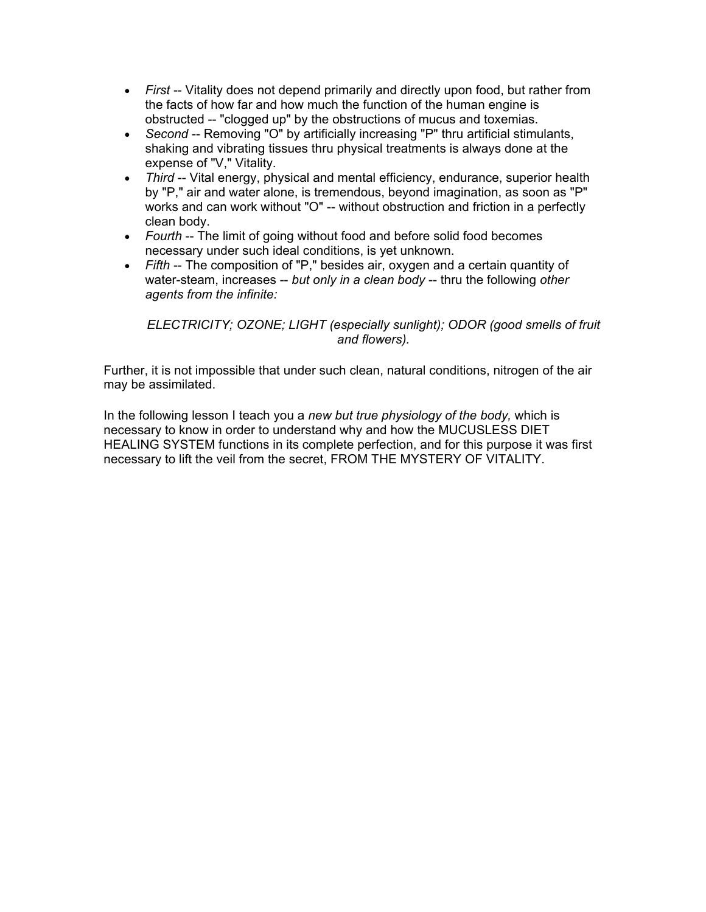- *First* -- Vitality does not depend primarily and directly upon food, but rather from the facts of how far and how much the function of the human engine is obstructed -- "clogged up" by the obstructions of mucus and toxemias.
- *Second* -- Removing "O" by artificially increasing "P" thru artificial stimulants, shaking and vibrating tissues thru physical treatments is always done at the expense of "V," Vitality.
- *Third* -- Vital energy, physical and mental efficiency, endurance, superior health by "P," air and water alone, is tremendous, beyond imagination, as soon as "P" works and can work without "O" -- without obstruction and friction in a perfectly clean body.
- *Fourth* -- The limit of going without food and before solid food becomes necessary under such ideal conditions, is yet unknown.
- *Fifth* -- The composition of "P," besides air, oxygen and a certain quantity of water-steam, increases -- *but only in a clean body* -- thru the following *other agents from the infinite:*

  *ELECTRICITY; OZONE; LIGHT (especially sunlight); ODOR (good smells of fruit and flowers).*

Further, it is not impossible that under such clean, natural conditions, nitrogen of the air may be assimilated.

In the following lesson I teach you a *new but true physiology of the body,* which is necessary to know in order to understand why and how the MUCUSLESS DIET HEALING SYSTEM functions in its complete perfection, and for this purpose it was first necessary to lift the veil from the secret, FROM THE MYSTERY OF VITALITY.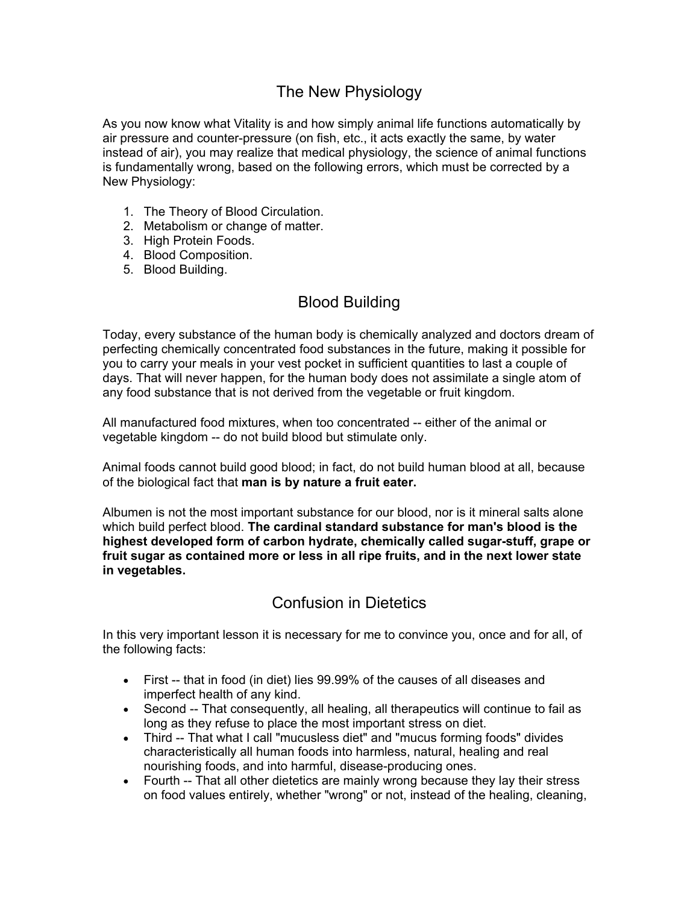## The New Physiology

As you now know what Vitality is and how simply animal life functions automatically by air pressure and counter-pressure (on fish, etc., it acts exactly the same, by water instead of air), you may realize that medical physiology, the science of animal functions is fundamentally wrong, based on the following errors, which must be corrected by a New Physiology:

1. The Theory of Blood Circulation.
2. Metabolism or change of matter.
3. High Protein Foods.
4. Blood Composition.
5. Blood Building.

## Blood Building

Today, every substance of the human body is chemically analyzed and doctors dream of perfecting chemically concentrated food substances in the future, making it possible for you to carry your meals in your vest pocket in sufficient quantities to last a couple of days. That will never happen, for the human body does not assimilate a single atom of any food substance that is not derived from the vegetable or fruit kingdom.

All manufactured food mixtures, when too concentrated -- either of the animal or vegetable kingdom -- do not build blood but stimulate only.

Animal foods cannot build good blood; in fact, do not build human blood at all, because of the biological fact that **man is by nature a fruit eater.**

Albumen is not the most important substance for our blood, nor is it mineral salts alone which build perfect blood. **The cardinal standard substance for man's blood is the highest developed form of carbon hydrate, chemically called sugar-stuff, grape or fruit sugar as contained more or less in all ripe fruits, and in the next lower state in vegetables.**

## Confusion in Dietetics

In this very important lesson it is necessary for me to convince you, once and for all, of the following facts:

- First -- that in food (in diet) lies 99.99% of the causes of all diseases and imperfect health of any kind.
- Second -- That consequently, all healing, all therapeutics will continue to fail as long as they refuse to place the most important stress on diet.
- Third -- That what I call "mucusless diet" and "mucus forming foods" divides characteristically all human foods into harmless, natural, healing and real nourishing foods, and into harmful, disease-producing ones.
- Fourth -- That all other dietetics are mainly wrong because they lay their stress on food values entirely, whether "wrong" or not, instead of the healing, cleaning,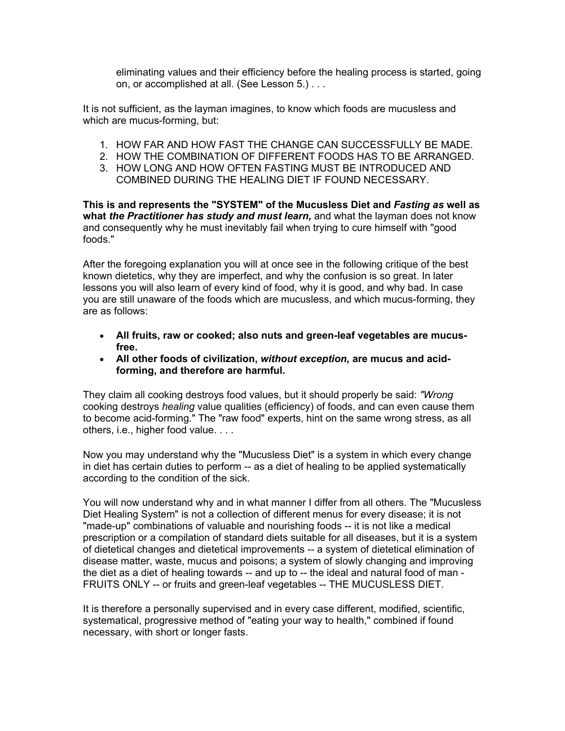eliminating values and their efficiency before the healing process is started, going on, or accomplished at all. (See Lesson 5.) . . .

It is not sufficient, as the layman imagines, to know which foods are mucusless and which are mucus-forming, but:

1. HOW FAR AND HOW FAST THE CHANGE CAN SUCCESSFULLY BE MADE.
2. HOW THE COMBINATION OF DIFFERENT FOODS HAS TO BE ARRANGED.
3. HOW LONG AND HOW OFTEN FASTING MUST BE INTRODUCED AND COMBINED DURING THE HEALING DIET IF FOUND NECESSARY.

**This is and represents the "SYSTEM" of the Mucusless Diet and *Fasting as* well as what *the Practitioner has study and must learn,*** and what the layman does not know and consequently why he must inevitably fail when trying to cure himself with "good foods."

After the foregoing explanation you will at once see in the following critique of the best known dietetics, why they are imperfect, and why the confusion is so great. In later lessons you will also learn of every kind of food, why it is good, and why bad. In case you are still unaware of the foods which are mucusless, and which mucus-forming, they are as follows:

- **All fruits, raw or cooked; also nuts and green-leaf vegetables are mucus-free.**
- **All other foods of civilization, *without exception,* are mucus and acid-forming, and therefore are harmful.**

They claim all cooking destroys food values, but it should properly be said: *"Wrong* cooking destroys *healing* value qualities (efficiency) of foods, and can even cause them to become acid-forming." The "raw food" experts, hint on the same wrong stress, as all others, i.e., higher food value. . . .

Now you may understand why the "Mucusless Diet" is a system in which every change in diet has certain duties to perform -- as a diet of healing to be applied systematically according to the condition of the sick.

You will now understand why and in what manner I differ from all others. The "Mucusless Diet Healing System" is not a collection of different menus for every disease; it is not "made-up" combinations of valuable and nourishing foods -- it is not like a medical prescription or a compilation of standard diets suitable for all diseases, but it is a system of dietetical changes and dietetical improvements -- a system of dietetical elimination of disease matter, waste, mucus and poisons; a system of slowly changing and improving the diet as a diet of healing towards -- and up to -- the ideal and natural food of man - FRUITS ONLY -- or fruits and green-leaf vegetables -- THE MUCUSLESS DIET.

It is therefore a personally supervised and in every case different, modified, scientific, systematical, progressive method of "eating your way to health," combined if found necessary, with short or longer fasts.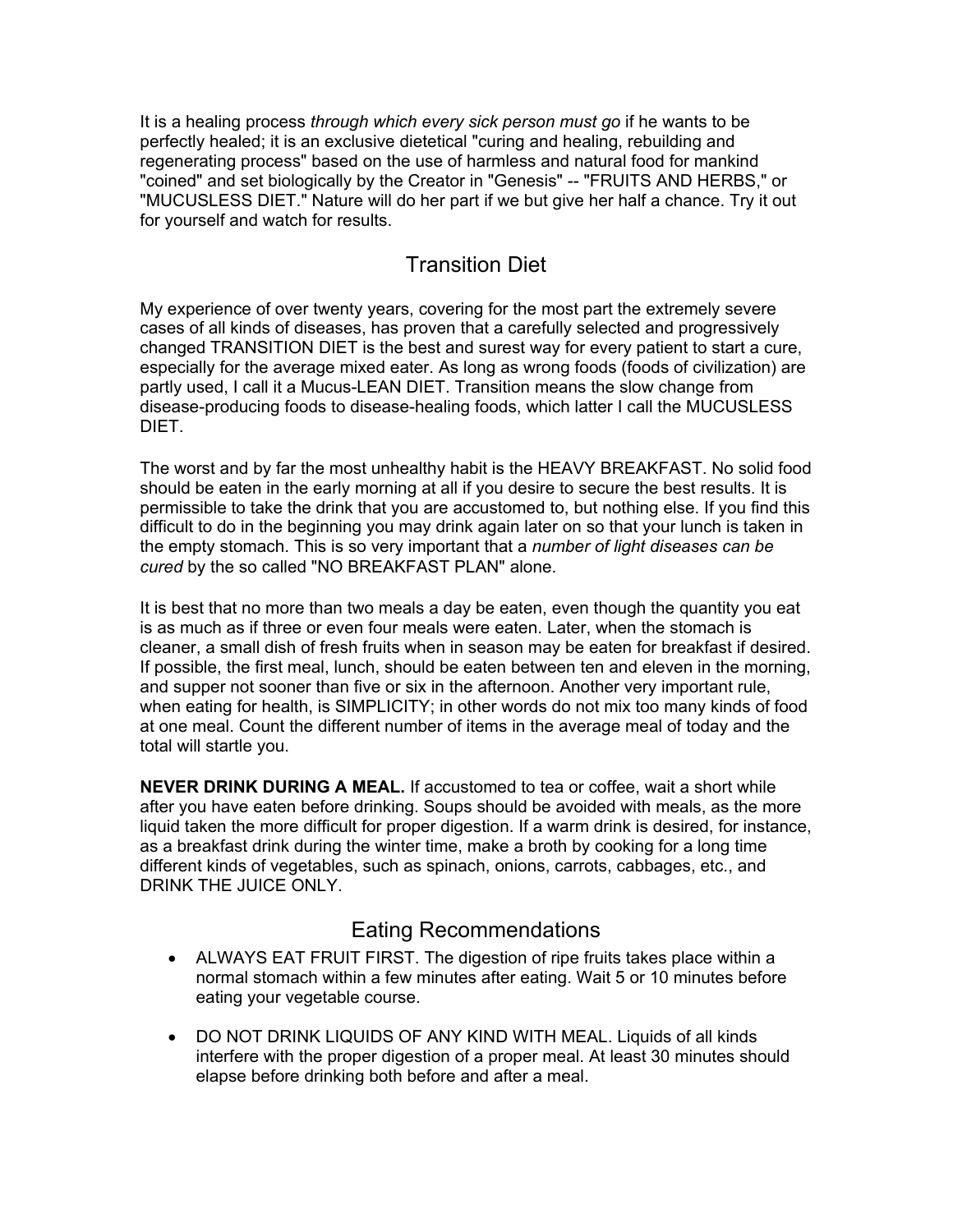It is a healing process *through which every sick person must go* if he wants to be perfectly healed; it is an exclusive dietetical "curing and healing, rebuilding and regenerating process" based on the use of harmless and natural food for mankind "coined" and set biologically by the Creator in "Genesis" -- "FRUITS AND HERBS," or "MUCUSLESS DIET." Nature will do her part if we but give her half a chance. Try it out for yourself and watch for results.

## Transition Diet

My experience of over twenty years, covering for the most part the extremely severe cases of all kinds of diseases, has proven that a carefully selected and progressively changed TRANSITION DIET is the best and surest way for every patient to start a cure, especially for the average mixed eater. As long as wrong foods (foods of civilization) are partly used, I call it a Mucus-LEAN DIET. Transition means the slow change from disease-producing foods to disease-healing foods, which latter I call the MUCUSLESS DIET.

The worst and by far the most unhealthy habit is the HEAVY BREAKFAST. No solid food should be eaten in the early morning at all if you desire to secure the best results. It is permissible to take the drink that you are accustomed to, but nothing else. If you find this difficult to do in the beginning you may drink again later on so that your lunch is taken in the empty stomach. This is so very important that a *number of light diseases can be cured* by the so called "NO BREAKFAST PLAN" alone.

It is best that no more than two meals a day be eaten, even though the quantity you eat is as much as if three or even four meals were eaten. Later, when the stomach is cleaner, a small dish of fresh fruits when in season may be eaten for breakfast if desired. If possible, the first meal, lunch, should be eaten between ten and eleven in the morning, and supper not sooner than five or six in the afternoon. Another very important rule, when eating for health, is SIMPLICITY; in other words do not mix too many kinds of food at one meal. Count the different number of items in the average meal of today and the total will startle you.

**NEVER DRINK DURING A MEAL.** If accustomed to tea or coffee, wait a short while after you have eaten before drinking. Soups should be avoided with meals, as the more liquid taken the more difficult for proper digestion. If a warm drink is desired, for instance, as a breakfast drink during the winter time, make a broth by cooking for a long time different kinds of vegetables, such as spinach, onions, carrots, cabbages, etc., and DRINK THE JUICE ONLY.

## Eating Recommendations

- ALWAYS EAT FRUIT FIRST. The digestion of ripe fruits takes place within a normal stomach within a few minutes after eating. Wait 5 or 10 minutes before eating your vegetable course.
- DO NOT DRINK LIQUIDS OF ANY KIND WITH MEAL. Liquids of all kinds interfere with the proper digestion of a proper meal. At least 30 minutes should elapse before drinking both before and after a meal.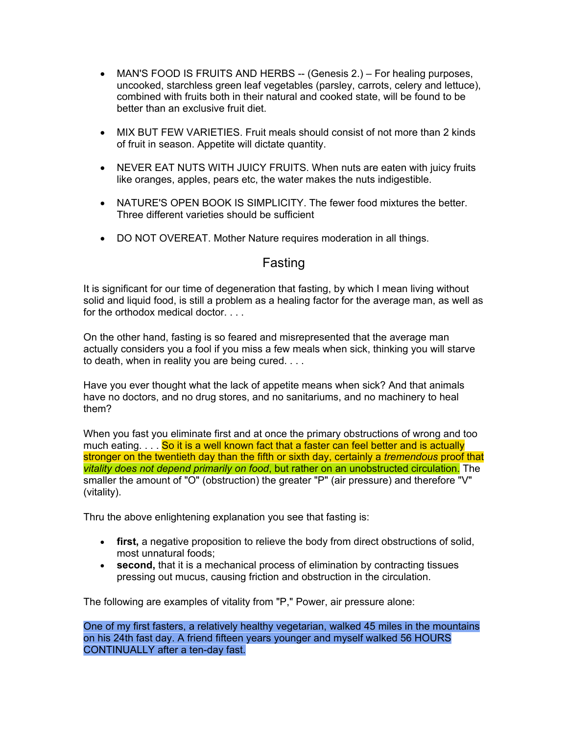- MAN'S FOOD IS FRUITS AND HERBS -- (Genesis 2.) – For healing purposes, uncooked, starchless green leaf vegetables (parsley, carrots, celery and lettuce), combined with fruits both in their natural and cooked state, will be found to be better than an exclusive fruit diet.

- MIX BUT FEW VARIETIES. Fruit meals should consist of not more than 2 kinds of fruit in season. Appetite will dictate quantity.

- NEVER EAT NUTS WITH JUICY FRUITS. When nuts are eaten with juicy fruits like oranges, apples, pears etc, the water makes the nuts indigestible.

- NATURE'S OPEN BOOK IS SIMPLICITY. The fewer food mixtures the better. Three different varieties should be sufficient

- DO NOT OVEREAT. Mother Nature requires moderation in all things.

## Fasting

It is significant for our time of degeneration that fasting, by which I mean living without solid and liquid food, is still a problem as a healing factor for the average man, as well as for the orthodox medical doctor. . . .

On the other hand, fasting is so feared and misrepresented that the average man actually considers you a fool if you miss a few meals when sick, thinking you will starve to death, when in reality you are being cured. . . .

Have you ever thought what the lack of appetite means when sick? And that animals have no doctors, and no drug stores, and no sanitariums, and no machinery to heal them?

When you fast you eliminate first and at once the primary obstructions of wrong and too much eating. . . . So it is a well known fact that a faster can feel better and is actually stronger on the twentieth day than the fifth or sixth day, certainly a *tremendous* proof that *vitality does not depend primarily on food*, but rather on an unobstructed circulation. The smaller the amount of "O" (obstruction) the greater "P" (air pressure) and therefore "V" (vitality).

Thru the above enlightening explanation you see that fasting is:

- **first,** a negative proposition to relieve the body from direct obstructions of solid, most unnatural foods;
- **second,** that it is a mechanical process of elimination by contracting tissues pressing out mucus, causing friction and obstruction in the circulation.

The following are examples of vitality from "P," Power, air pressure alone:

One of my first fasters, a relatively healthy vegetarian, walked 45 miles in the mountains on his 24th fast day. A friend fifteen years younger and myself walked 56 HOURS CONTINUALLY after a ten-day fast.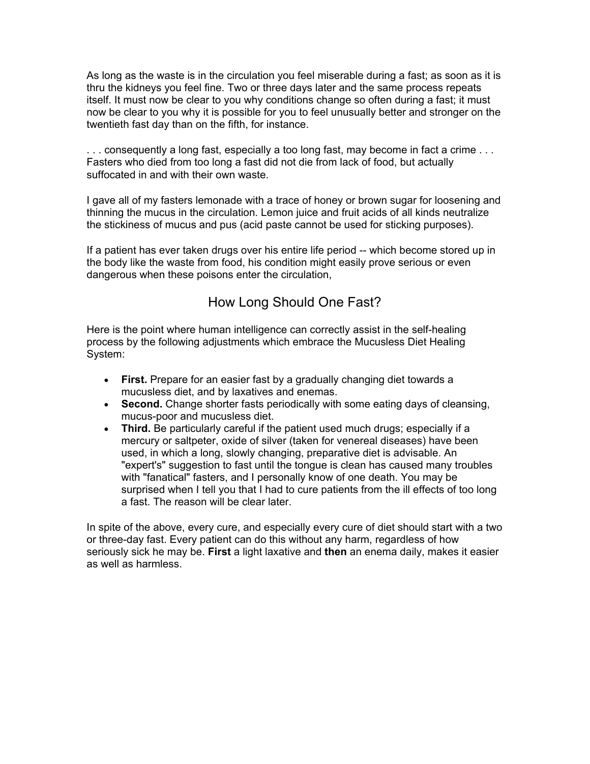As long as the waste is in the circulation you feel miserable during a fast; as soon as it is thru the kidneys you feel fine. Two or three days later and the same process repeats itself. It must now be clear to you why conditions change so often during a fast; it must now be clear to you why it is possible for you to feel unusually better and stronger on the twentieth fast day than on the fifth, for instance.

. . . consequently a long fast, especially a too long fast, may become in fact a crime . . . Fasters who died from too long a fast did not die from lack of food, but actually suffocated in and with their own waste.

I gave all of my fasters lemonade with a trace of honey or brown sugar for loosening and thinning the mucus in the circulation. Lemon juice and fruit acids of all kinds neutralize the stickiness of mucus and pus (acid paste cannot be used for sticking purposes).

If a patient has ever taken drugs over his entire life period -- which become stored up in the body like the waste from food, his condition might easily prove serious or even dangerous when these poisons enter the circulation,

## How Long Should One Fast?

Here is the point where human intelligence can correctly assist in the self-healing process by the following adjustments which embrace the Mucusless Diet Healing System:

- **First.** Prepare for an easier fast by a gradually changing diet towards a mucusless diet, and by laxatives and enemas.
- **Second.** Change shorter fasts periodically with some eating days of cleansing, mucus-poor and mucusless diet.
- **Third.** Be particularly careful if the patient used much drugs; especially if a mercury or saltpeter, oxide of silver (taken for venereal diseases) have been used, in which a long, slowly changing, preparative diet is advisable. An "expert's" suggestion to fast until the tongue is clean has caused many troubles with "fanatical" fasters, and I personally know of one death. You may be surprised when I tell you that I had to cure patients from the ill effects of too long a fast. The reason will be clear later.

In spite of the above, every cure, and especially every cure of diet should start with a two or three-day fast. Every patient can do this without any harm, regardless of how seriously sick he may be. **First** a light laxative and **then** an enema daily, makes it easier as well as harmless.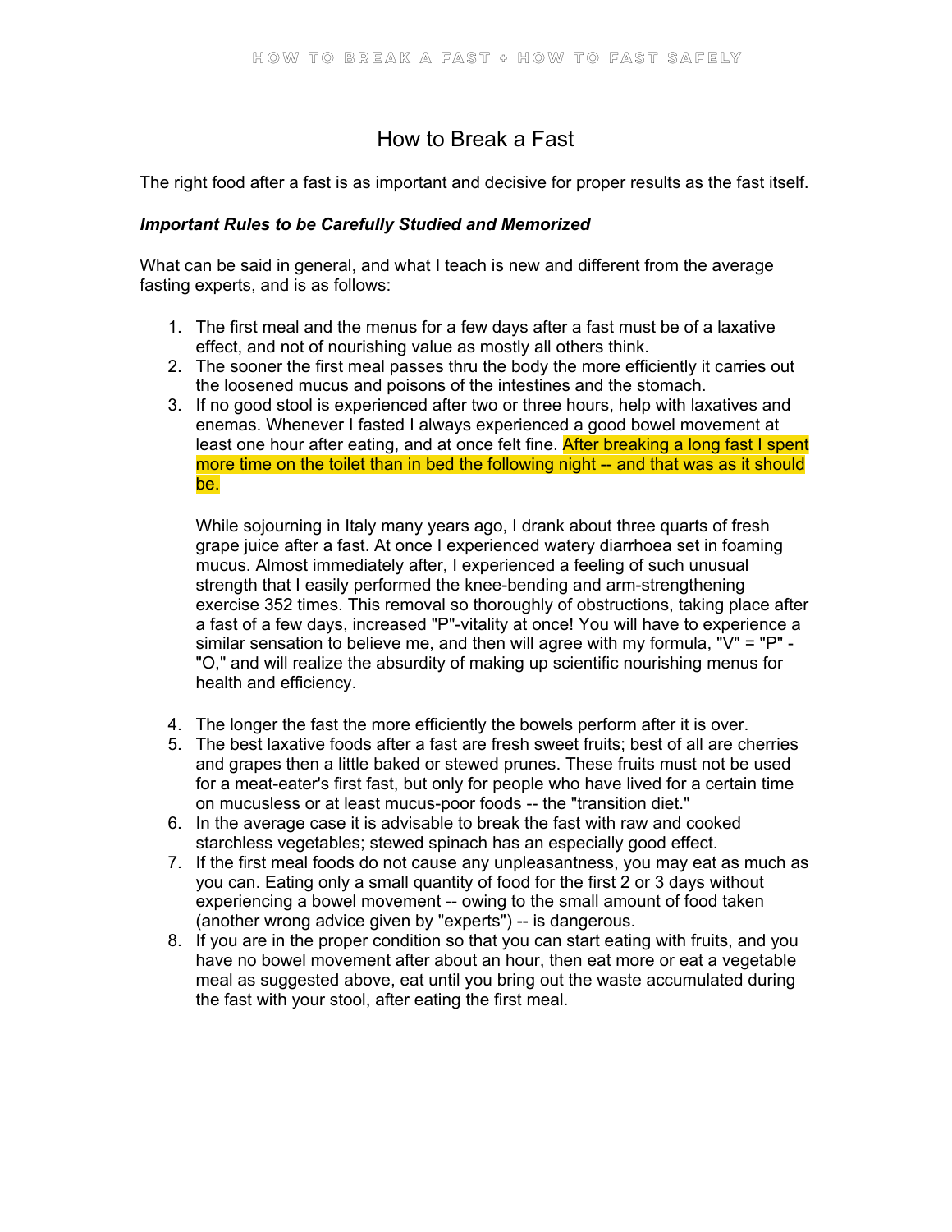# How to Break a Fast

The right food after a fast is as important and decisive for proper results as the fast itself.

***Important Rules to be Carefully Studied and Memorized***

What can be said in general, and what I teach is new and different from the average fasting experts, and is as follows:

1. The first meal and the menus for a few days after a fast must be of a laxative effect, and not of nourishing value as mostly all others think.
2. The sooner the first meal passes thru the body the more efficiently it carries out the loosened mucus and poisons of the intestines and the stomach.
3. If no good stool is experienced after two or three hours, help with laxatives and enemas. Whenever I fasted I always experienced a good bowel movement at least one hour after eating, and at once felt fine. After breaking a long fast I spent more time on the toilet than in bed the following night -- and that was as it should be.

   While sojourning in Italy many years ago, I drank about three quarts of fresh grape juice after a fast. At once I experienced watery diarrhoea set in foaming mucus. Almost immediately after, I experienced a feeling of such unusual strength that I easily performed the knee-bending and arm-strengthening exercise 352 times. This removal so thoroughly of obstructions, taking place after a fast of a few days, increased "P"-vitality at once! You will have to experience a similar sensation to believe me, and then will agree with my formula, "V" = "P" - "O," and will realize the absurdity of making up scientific nourishing menus for health and efficiency.

4. The longer the fast the more efficiently the bowels perform after it is over.
5. The best laxative foods after a fast are fresh sweet fruits; best of all are cherries and grapes then a little baked or stewed prunes. These fruits must not be used for a meat-eater's first fast, but only for people who have lived for a certain time on mucusless or at least mucus-poor foods -- the "transition diet."
6. In the average case it is advisable to break the fast with raw and cooked starchless vegetables; stewed spinach has an especially good effect.
7. If the first meal foods do not cause any unpleasantness, you may eat as much as you can. Eating only a small quantity of food for the first 2 or 3 days without experiencing a bowel movement -- owing to the small amount of food taken (another wrong advice given by "experts") -- is dangerous.
8. If you are in the proper condition so that you can start eating with fruits, and you have no bowel movement after about an hour, then eat more or eat a vegetable meal as suggested above, eat until you bring out the waste accumulated during the fast with your stool, after eating the first meal.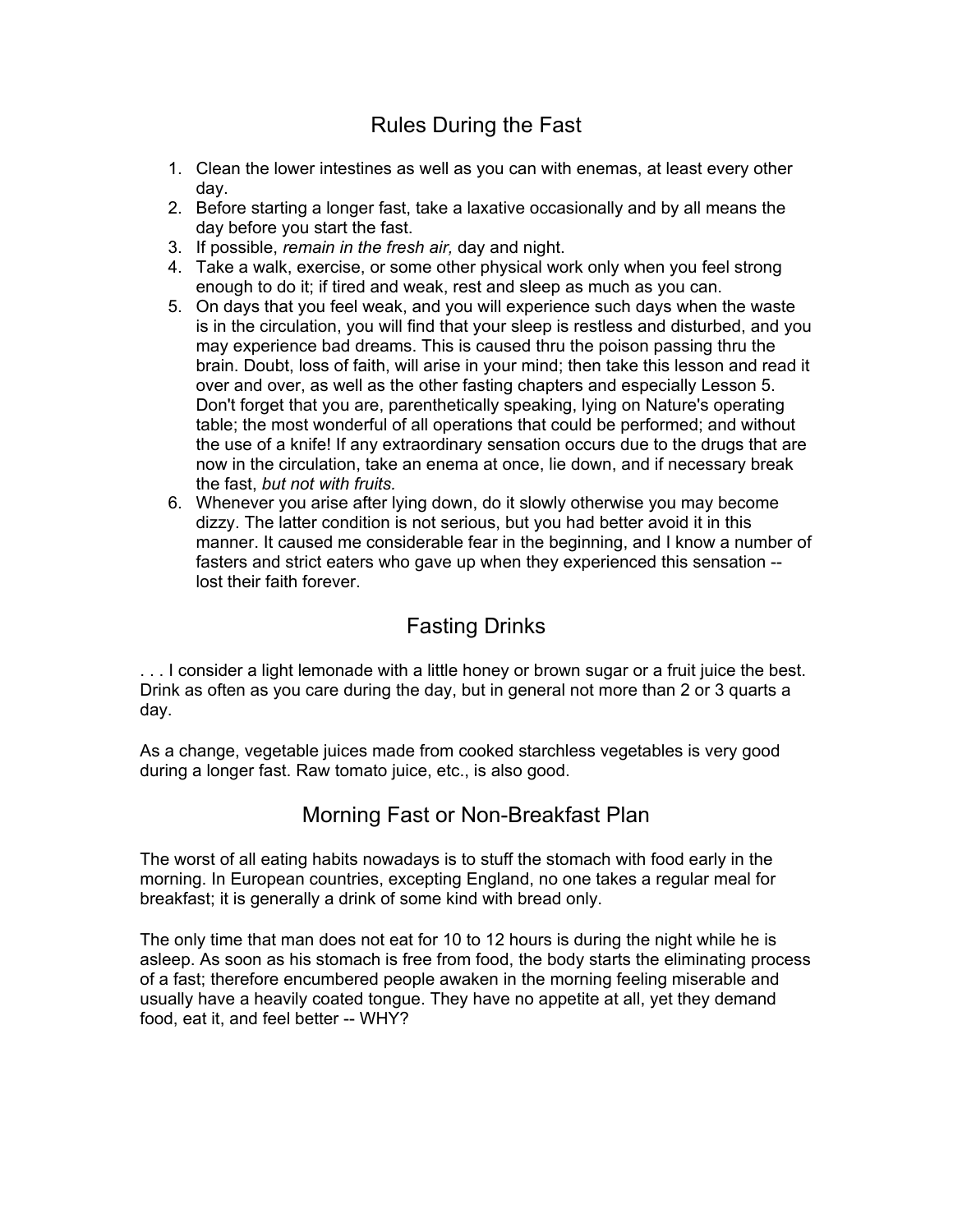## Rules During the Fast

1. Clean the lower intestines as well as you can with enemas, at least every other day.
2. Before starting a longer fast, take a laxative occasionally and by all means the day before you start the fast.
3. If possible, *remain in the fresh air,* day and night.
4. Take a walk, exercise, or some other physical work only when you feel strong enough to do it; if tired and weak, rest and sleep as much as you can.
5. On days that you feel weak, and you will experience such days when the waste is in the circulation, you will find that your sleep is restless and disturbed, and you may experience bad dreams. This is caused thru the poison passing thru the brain. Doubt, loss of faith, will arise in your mind; then take this lesson and read it over and over, as well as the other fasting chapters and especially Lesson 5. Don't forget that you are, parenthetically speaking, lying on Nature's operating table; the most wonderful of all operations that could be performed; and without the use of a knife! If any extraordinary sensation occurs due to the drugs that are now in the circulation, take an enema at once, lie down, and if necessary break the fast, *but not with fruits.*
6. Whenever you arise after lying down, do it slowly otherwise you may become dizzy. The latter condition is not serious, but you had better avoid it in this manner. It caused me considerable fear in the beginning, and I know a number of fasters and strict eaters who gave up when they experienced this sensation -- lost their faith forever.

## Fasting Drinks

. . . I consider a light lemonade with a little honey or brown sugar or a fruit juice the best. Drink as often as you care during the day, but in general not more than 2 or 3 quarts a day.

As a change, vegetable juices made from cooked starchless vegetables is very good during a longer fast. Raw tomato juice, etc., is also good.

## Morning Fast or Non-Breakfast Plan

The worst of all eating habits nowadays is to stuff the stomach with food early in the morning. In European countries, excepting England, no one takes a regular meal for breakfast; it is generally a drink of some kind with bread only.

The only time that man does not eat for 10 to 12 hours is during the night while he is asleep. As soon as his stomach is free from food, the body starts the eliminating process of a fast; therefore encumbered people awaken in the morning feeling miserable and usually have a heavily coated tongue. They have no appetite at all, yet they demand food, eat it, and feel better -- WHY?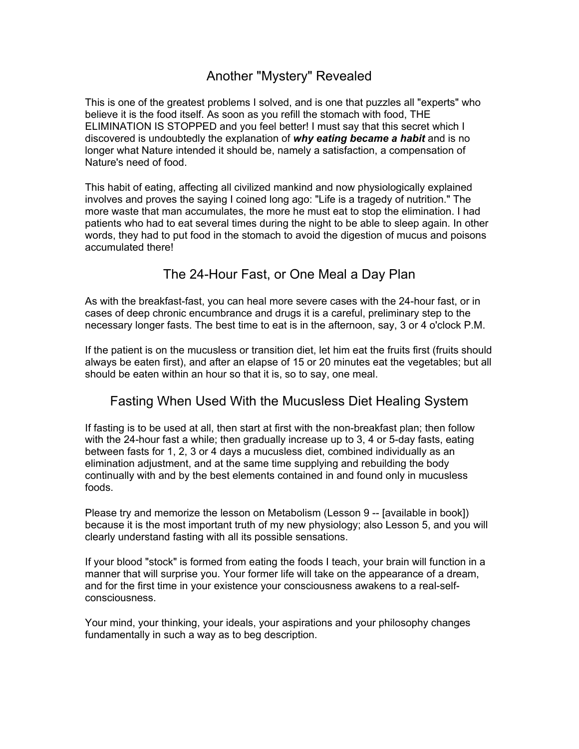## Another "Mystery" Revealed

This is one of the greatest problems I solved, and is one that puzzles all "experts" who believe it is the food itself. As soon as you refill the stomach with food, THE ELIMINATION IS STOPPED and you feel better! I must say that this secret which I discovered is undoubtedly the explanation of ***why eating became a habit*** and is no longer what Nature intended it should be, namely a satisfaction, a compensation of Nature's need of food.

This habit of eating, affecting all civilized mankind and now physiologically explained involves and proves the saying I coined long ago: "Life is a tragedy of nutrition." The more waste that man accumulates, the more he must eat to stop the elimination. I had patients who had to eat several times during the night to be able to sleep again. In other words, they had to put food in the stomach to avoid the digestion of mucus and poisons accumulated there!

## The 24-Hour Fast, or One Meal a Day Plan

As with the breakfast-fast, you can heal more severe cases with the 24-hour fast, or in cases of deep chronic encumbrance and drugs it is a careful, preliminary step to the necessary longer fasts. The best time to eat is in the afternoon, say, 3 or 4 o'clock P.M.

If the patient is on the mucusless or transition diet, let him eat the fruits first (fruits should always be eaten first), and after an elapse of 15 or 20 minutes eat the vegetables; but all should be eaten within an hour so that it is, so to say, one meal.

## Fasting When Used With the Mucusless Diet Healing System

If fasting is to be used at all, then start at first with the non-breakfast plan; then follow with the 24-hour fast a while; then gradually increase up to 3, 4 or 5-day fasts, eating between fasts for 1, 2, 3 or 4 days a mucusless diet, combined individually as an elimination adjustment, and at the same time supplying and rebuilding the body continually with and by the best elements contained in and found only in mucusless foods.

Please try and memorize the lesson on Metabolism (Lesson 9 -- [available in book]) because it is the most important truth of my new physiology; also Lesson 5, and you will clearly understand fasting with all its possible sensations.

If your blood "stock" is formed from eating the foods I teach, your brain will function in a manner that will surprise you. Your former life will take on the appearance of a dream, and for the first time in your existence your consciousness awakens to a real-self-consciousness.

Your mind, your thinking, your ideals, your aspirations and your philosophy changes fundamentally in such a way as to beg description.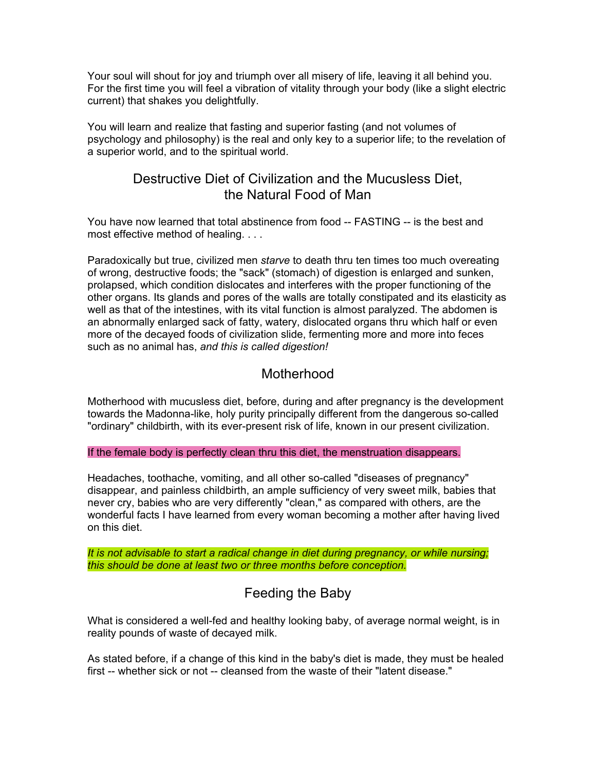Your soul will shout for joy and triumph over all misery of life, leaving it all behind you. For the first time you will feel a vibration of vitality through your body (like a slight electric current) that shakes you delightfully.

You will learn and realize that fasting and superior fasting (and not volumes of psychology and philosophy) is the real and only key to a superior life; to the revelation of a superior world, and to the spiritual world.

## Destructive Diet of Civilization and the Mucusless Diet, the Natural Food of Man

You have now learned that total abstinence from food -- FASTING -- is the best and most effective method of healing. . . .

Paradoxically but true, civilized men *starve* to death thru ten times too much overeating of wrong, destructive foods; the "sack" (stomach) of digestion is enlarged and sunken, prolapsed, which condition dislocates and interferes with the proper functioning of the other organs. Its glands and pores of the walls are totally constipated and its elasticity as well as that of the intestines, with its vital function is almost paralyzed. The abdomen is an abnormally enlarged sack of fatty, watery, dislocated organs thru which half or even more of the decayed foods of civilization slide, fermenting more and more into feces such as no animal has, *and this is called digestion!*

## Motherhood

Motherhood with mucusless diet, before, during and after pregnancy is the development towards the Madonna-like, holy purity principally different from the dangerous so-called "ordinary" childbirth, with its ever-present risk of life, known in our present civilization.

If the female body is perfectly clean thru this diet, the menstruation disappears.

Headaches, toothache, vomiting, and all other so-called "diseases of pregnancy" disappear, and painless childbirth, an ample sufficiency of very sweet milk, babies that never cry, babies who are very differently "clean," as compared with others, are the wonderful facts I have learned from every woman becoming a mother after having lived on this diet.

*It is not advisable to start a radical change in diet during pregnancy, or while nursing; this should be done at least two or three months before conception.*

## Feeding the Baby

What is considered a well-fed and healthy looking baby, of average normal weight, is in reality pounds of waste of decayed milk.

As stated before, if a change of this kind in the baby's diet is made, they must be healed first -- whether sick or not -- cleansed from the waste of their "latent disease."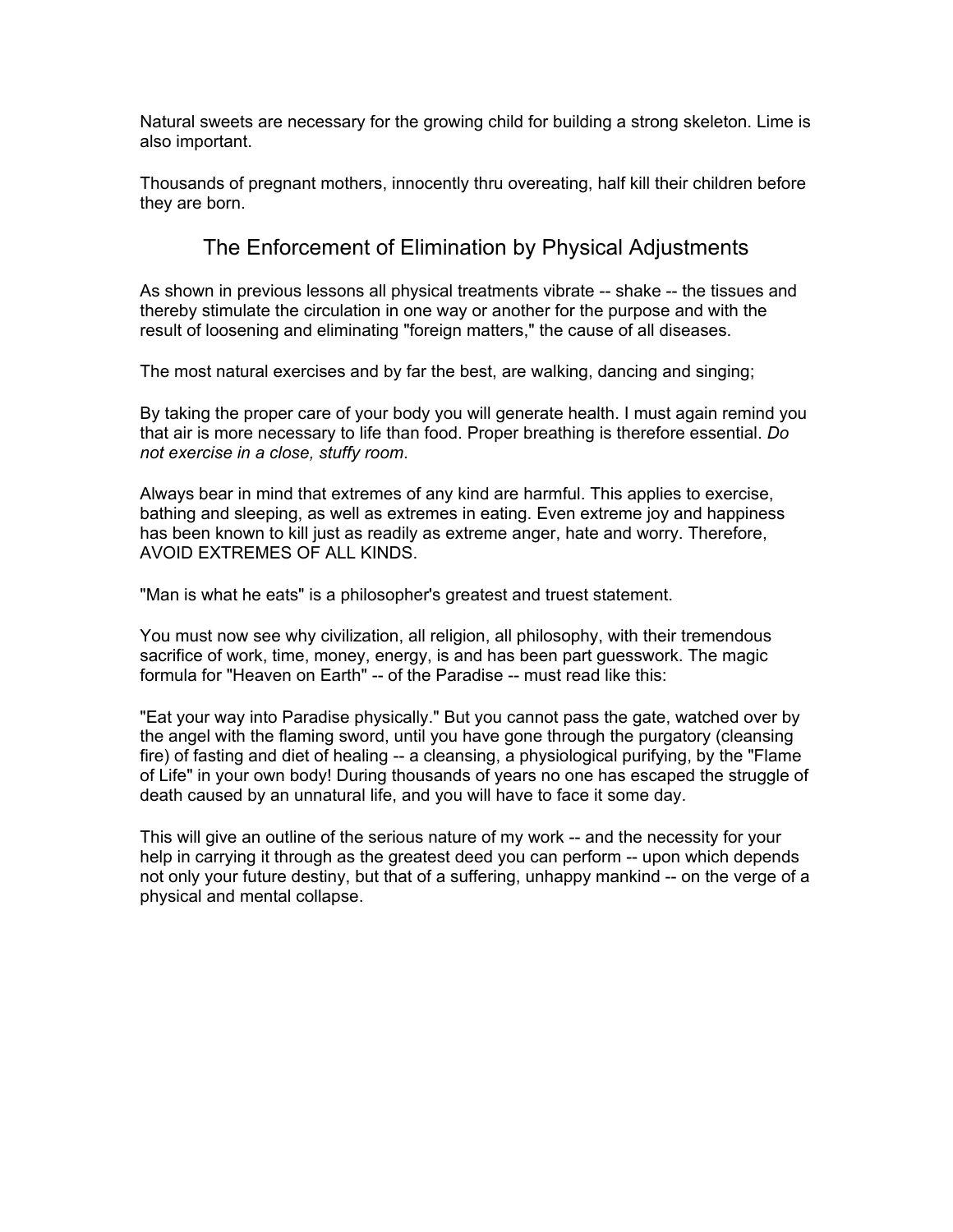Natural sweets are necessary for the growing child for building a strong skeleton. Lime is also important.

Thousands of pregnant mothers, innocently thru overeating, half kill their children before they are born.

## The Enforcement of Elimination by Physical Adjustments

As shown in previous lessons all physical treatments vibrate -- shake -- the tissues and thereby stimulate the circulation in one way or another for the purpose and with the result of loosening and eliminating "foreign matters," the cause of all diseases.

The most natural exercises and by far the best, are walking, dancing and singing;

By taking the proper care of your body you will generate health. I must again remind you that air is more necessary to life than food. Proper breathing is therefore essential. *Do not exercise in a close, stuffy room*.

Always bear in mind that extremes of any kind are harmful. This applies to exercise, bathing and sleeping, as well as extremes in eating. Even extreme joy and happiness has been known to kill just as readily as extreme anger, hate and worry. Therefore, AVOID EXTREMES OF ALL KINDS.

"Man is what he eats" is a philosopher's greatest and truest statement.

You must now see why civilization, all religion, all philosophy, with their tremendous sacrifice of work, time, money, energy, is and has been part guesswork. The magic formula for "Heaven on Earth" -- of the Paradise -- must read like this:

"Eat your way into Paradise physically." But you cannot pass the gate, watched over by the angel with the flaming sword, until you have gone through the purgatory (cleansing fire) of fasting and diet of healing -- a cleansing, a physiological purifying, by the "Flame of Life" in your own body! During thousands of years no one has escaped the struggle of death caused by an unnatural life, and you will have to face it some day.

This will give an outline of the serious nature of my work -- and the necessity for your help in carrying it through as the greatest deed you can perform -- upon which depends not only your future destiny, but that of a suffering, unhappy mankind -- on the verge of a physical and mental collapse.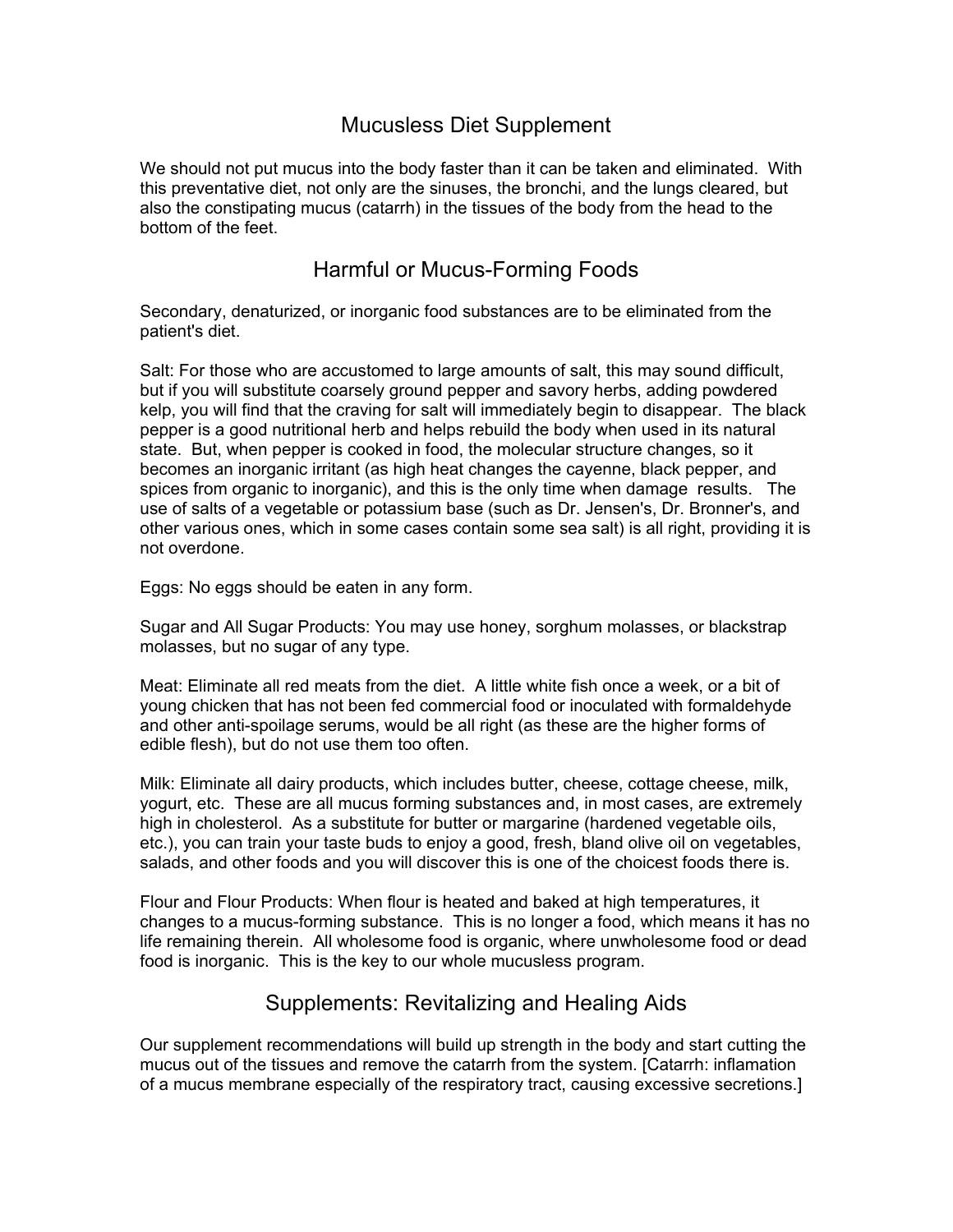# Mucusless Diet Supplement

We should not put mucus into the body faster than it can be taken and eliminated. With this preventative diet, not only are the sinuses, the bronchi, and the lungs cleared, but also the constipating mucus (catarrh) in the tissues of the body from the head to the bottom of the feet.

## Harmful or Mucus-Forming Foods

Secondary, denaturized, or inorganic food substances are to be eliminated from the patient's diet.

Salt: For those who are accustomed to large amounts of salt, this may sound difficult, but if you will substitute coarsely ground pepper and savory herbs, adding powdered kelp, you will find that the craving for salt will immediately begin to disappear. The black pepper is a good nutritional herb and helps rebuild the body when used in its natural state. But, when pepper is cooked in food, the molecular structure changes, so it becomes an inorganic irritant (as high heat changes the cayenne, black pepper, and spices from organic to inorganic), and this is the only time when damage results. The use of salts of a vegetable or potassium base (such as Dr. Jensen's, Dr. Bronner's, and other various ones, which in some cases contain some sea salt) is all right, providing it is not overdone.

Eggs: No eggs should be eaten in any form.

Sugar and All Sugar Products: You may use honey, sorghum molasses, or blackstrap molasses, but no sugar of any type.

Meat: Eliminate all red meats from the diet. A little white fish once a week, or a bit of young chicken that has not been fed commercial food or inoculated with formaldehyde and other anti-spoilage serums, would be all right (as these are the higher forms of edible flesh), but do not use them too often.

Milk: Eliminate all dairy products, which includes butter, cheese, cottage cheese, milk, yogurt, etc. These are all mucus forming substances and, in most cases, are extremely high in cholesterol. As a substitute for butter or margarine (hardened vegetable oils, etc.), you can train your taste buds to enjoy a good, fresh, bland olive oil on vegetables, salads, and other foods and you will discover this is one of the choicest foods there is.

Flour and Flour Products: When flour is heated and baked at high temperatures, it changes to a mucus-forming substance. This is no longer a food, which means it has no life remaining therein. All wholesome food is organic, where unwholesome food or dead food is inorganic. This is the key to our whole mucusless program.

## Supplements: Revitalizing and Healing Aids

Our supplement recommendations will build up strength in the body and start cutting the mucus out of the tissues and remove the catarrh from the system. [Catarrh: inflamation of a mucus membrane especially of the respiratory tract, causing excessive secretions.]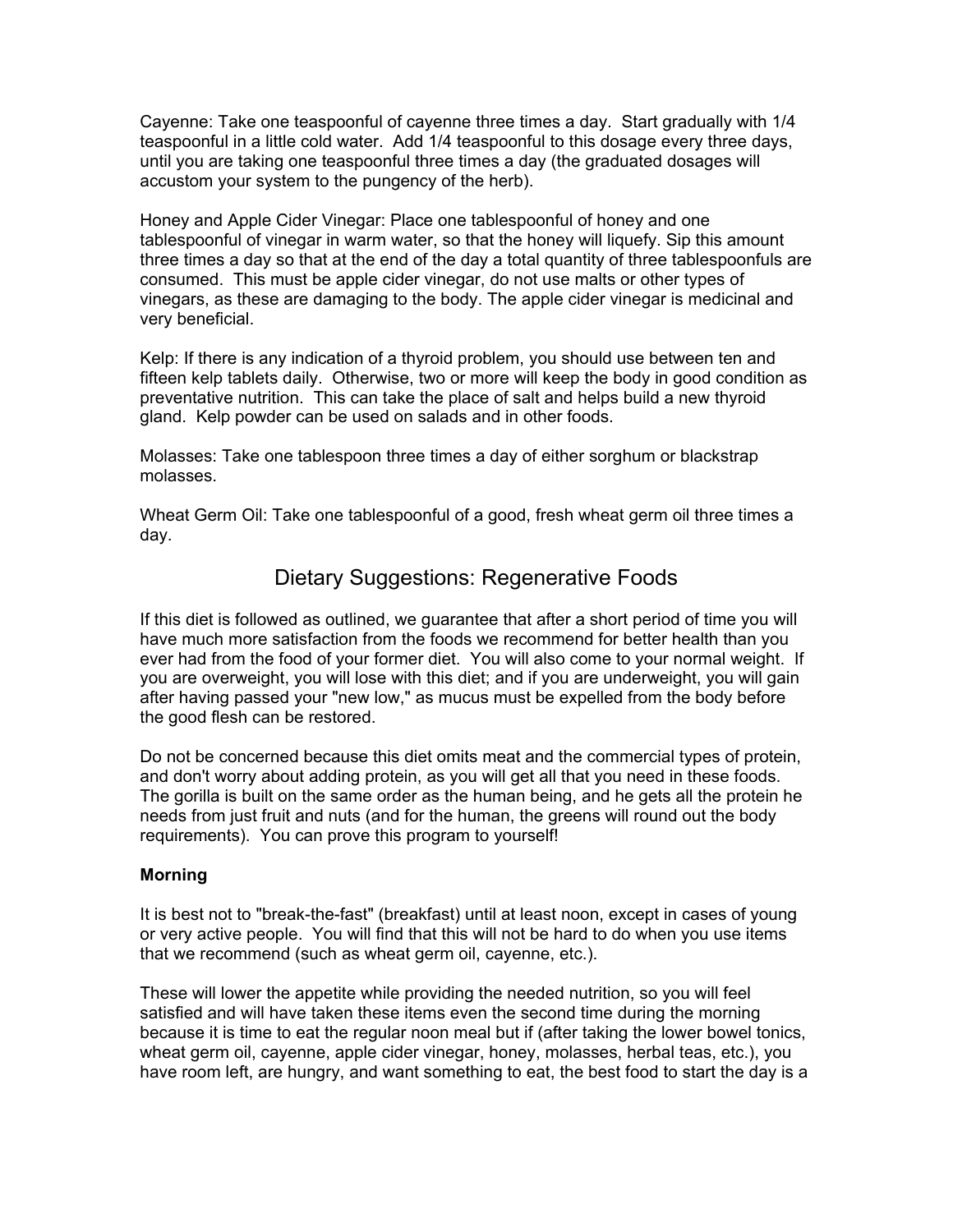Cayenne: Take one teaspoonful of cayenne three times a day. Start gradually with 1/4 teaspoonful in a little cold water. Add 1/4 teaspoonful to this dosage every three days, until you are taking one teaspoonful three times a day (the graduated dosages will accustom your system to the pungency of the herb).

Honey and Apple Cider Vinegar: Place one tablespoonful of honey and one tablespoonful of vinegar in warm water, so that the honey will liquefy. Sip this amount three times a day so that at the end of the day a total quantity of three tablespoonfuls are consumed. This must be apple cider vinegar, do not use malts or other types of vinegars, as these are damaging to the body. The apple cider vinegar is medicinal and very beneficial.

Kelp: If there is any indication of a thyroid problem, you should use between ten and fifteen kelp tablets daily. Otherwise, two or more will keep the body in good condition as preventative nutrition. This can take the place of salt and helps build a new thyroid gland. Kelp powder can be used on salads and in other foods.

Molasses: Take one tablespoon three times a day of either sorghum or blackstrap molasses.

Wheat Germ Oil: Take one tablespoonful of a good, fresh wheat germ oil three times a day.

## Dietary Suggestions: Regenerative Foods

If this diet is followed as outlined, we guarantee that after a short period of time you will have much more satisfaction from the foods we recommend for better health than you ever had from the food of your former diet. You will also come to your normal weight. If you are overweight, you will lose with this diet; and if you are underweight, you will gain after having passed your "new low," as mucus must be expelled from the body before the good flesh can be restored.

Do not be concerned because this diet omits meat and the commercial types of protein, and don't worry about adding protein, as you will get all that you need in these foods. The gorilla is built on the same order as the human being, and he gets all the protein he needs from just fruit and nuts (and for the human, the greens will round out the body requirements). You can prove this program to yourself!

**Morning**

It is best not to "break-the-fast" (breakfast) until at least noon, except in cases of young or very active people. You will find that this will not be hard to do when you use items that we recommend (such as wheat germ oil, cayenne, etc.).

These will lower the appetite while providing the needed nutrition, so you will feel satisfied and will have taken these items even the second time during the morning because it is time to eat the regular noon meal but if (after taking the lower bowel tonics, wheat germ oil, cayenne, apple cider vinegar, honey, molasses, herbal teas, etc.), you have room left, are hungry, and want something to eat, the best food to start the day is a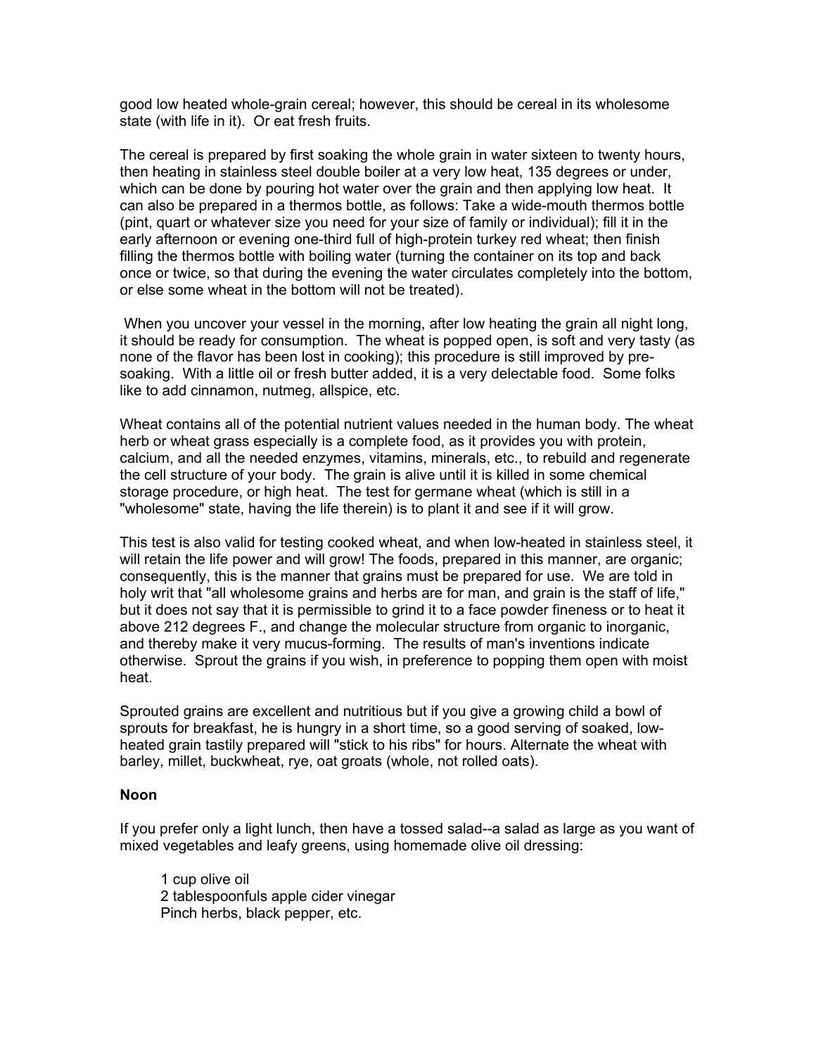good low heated whole-grain cereal; however, this should be cereal in its wholesome state (with life in it). Or eat fresh fruits.

The cereal is prepared by first soaking the whole grain in water sixteen to twenty hours, then heating in stainless steel double boiler at a very low heat, 135 degrees or under, which can be done by pouring hot water over the grain and then applying low heat. It can also be prepared in a thermos bottle, as follows: Take a wide-mouth thermos bottle (pint, quart or whatever size you need for your size of family or individual); fill it in the early afternoon or evening one-third full of high-protein turkey red wheat; then finish filling the thermos bottle with boiling water (turning the container on its top and back once or twice, so that during the evening the water circulates completely into the bottom, or else some wheat in the bottom will not be treated).

When you uncover your vessel in the morning, after low heating the grain all night long, it should be ready for consumption. The wheat is popped open, is soft and very tasty (as none of the flavor has been lost in cooking); this procedure is still improved by pre-soaking. With a little oil or fresh butter added, it is a very delectable food. Some folks like to add cinnamon, nutmeg, allspice, etc.

Wheat contains all of the potential nutrient values needed in the human body. The wheat herb or wheat grass especially is a complete food, as it provides you with protein, calcium, and all the needed enzymes, vitamins, minerals, etc., to rebuild and regenerate the cell structure of your body. The grain is alive until it is killed in some chemical storage procedure, or high heat. The test for germane wheat (which is still in a "wholesome" state, having the life therein) is to plant it and see if it will grow.

This test is also valid for testing cooked wheat, and when low-heated in stainless steel, it will retain the life power and will grow! The foods, prepared in this manner, are organic; consequently, this is the manner that grains must be prepared for use. We are told in holy writ that "all wholesome grains and herbs are for man, and grain is the staff of life," but it does not say that it is permissible to grind it to a face powder fineness or to heat it above 212 degrees F., and change the molecular structure from organic to inorganic, and thereby make it very mucus-forming. The results of man's inventions indicate otherwise. Sprout the grains if you wish, in preference to popping them open with moist heat.

Sprouted grains are excellent and nutritious but if you give a growing child a bowl of sprouts for breakfast, he is hungry in a short time, so a good serving of soaked, low-heated grain tastily prepared will "stick to his ribs" for hours. Alternate the wheat with barley, millet, buckwheat, rye, oat groats (whole, not rolled oats).

**Noon**

If you prefer only a light lunch, then have a tossed salad--a salad as large as you want of mixed vegetables and leafy greens, using homemade olive oil dressing:

1 cup olive oil
2 tablespoonfuls apple cider vinegar
Pinch herbs, black pepper, etc.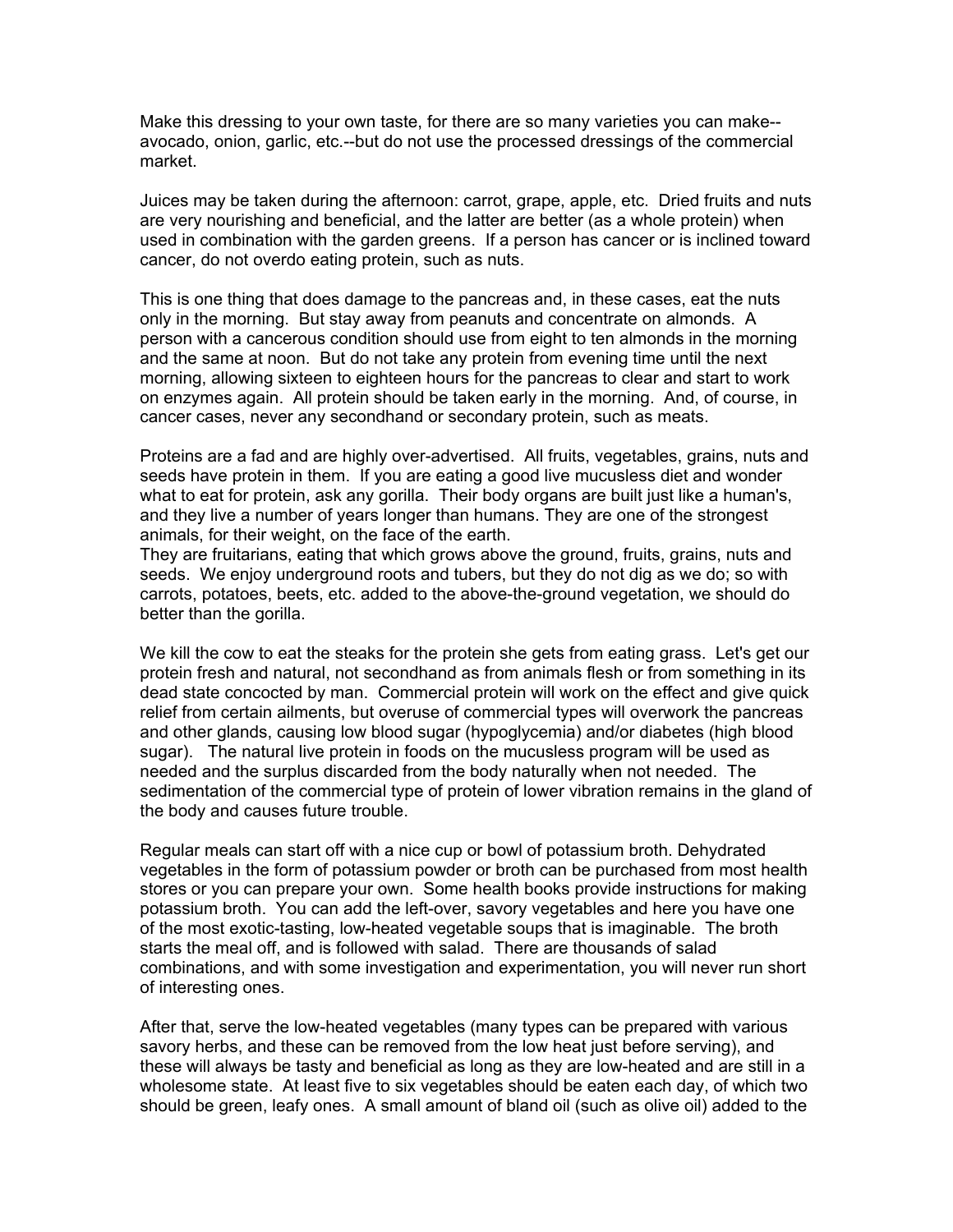Make this dressing to your own taste, for there are so many varieties you can make--avocado, onion, garlic, etc.--but do not use the processed dressings of the commercial market.

Juices may be taken during the afternoon: carrot, grape, apple, etc. Dried fruits and nuts are very nourishing and beneficial, and the latter are better (as a whole protein) when used in combination with the garden greens. If a person has cancer or is inclined toward cancer, do not overdo eating protein, such as nuts.

This is one thing that does damage to the pancreas and, in these cases, eat the nuts only in the morning. But stay away from peanuts and concentrate on almonds. A person with a cancerous condition should use from eight to ten almonds in the morning and the same at noon. But do not take any protein from evening time until the next morning, allowing sixteen to eighteen hours for the pancreas to clear and start to work on enzymes again. All protein should be taken early in the morning. And, of course, in cancer cases, never any secondhand or secondary protein, such as meats.

Proteins are a fad and are highly over-advertised. All fruits, vegetables, grains, nuts and seeds have protein in them. If you are eating a good live mucusless diet and wonder what to eat for protein, ask any gorilla. Their body organs are built just like a human's, and they live a number of years longer than humans. They are one of the strongest animals, for their weight, on the face of the earth.
They are fruitarians, eating that which grows above the ground, fruits, grains, nuts and seeds. We enjoy underground roots and tubers, but they do not dig as we do; so with carrots, potatoes, beets, etc. added to the above-the-ground vegetation, we should do better than the gorilla.

We kill the cow to eat the steaks for the protein she gets from eating grass. Let's get our protein fresh and natural, not secondhand as from animals flesh or from something in its dead state concocted by man. Commercial protein will work on the effect and give quick relief from certain ailments, but overuse of commercial types will overwork the pancreas and other glands, causing low blood sugar (hypoglycemia) and/or diabetes (high blood sugar). The natural live protein in foods on the mucusless program will be used as needed and the surplus discarded from the body naturally when not needed. The sedimentation of the commercial type of protein of lower vibration remains in the gland of the body and causes future trouble.

Regular meals can start off with a nice cup or bowl of potassium broth. Dehydrated vegetables in the form of potassium powder or broth can be purchased from most health stores or you can prepare your own. Some health books provide instructions for making potassium broth. You can add the left-over, savory vegetables and here you have one of the most exotic-tasting, low-heated vegetable soups that is imaginable. The broth starts the meal off, and is followed with salad. There are thousands of salad combinations, and with some investigation and experimentation, you will never run short of interesting ones.

After that, serve the low-heated vegetables (many types can be prepared with various savory herbs, and these can be removed from the low heat just before serving), and these will always be tasty and beneficial as long as they are low-heated and are still in a wholesome state. At least five to six vegetables should be eaten each day, of which two should be green, leafy ones. A small amount of bland oil (such as olive oil) added to the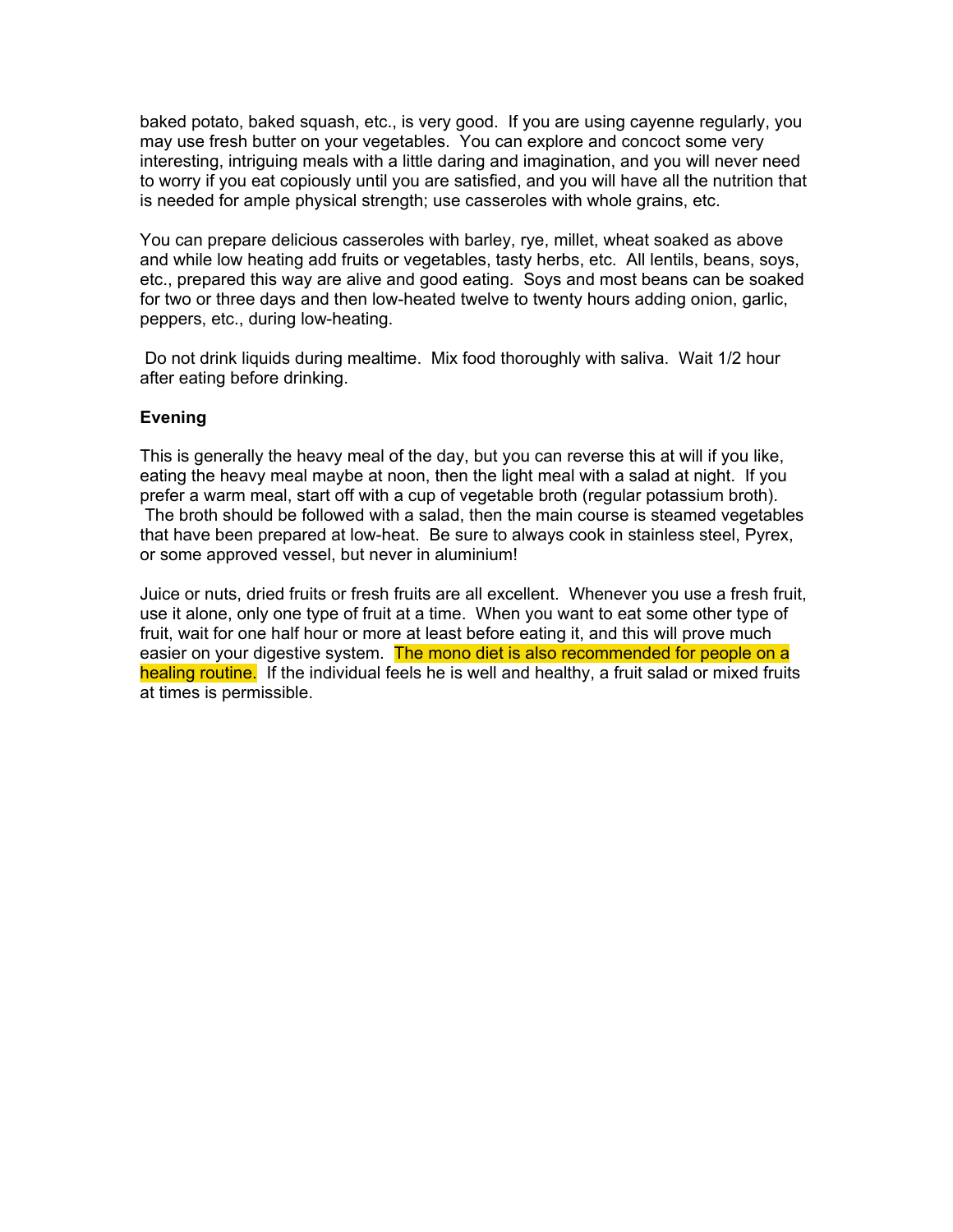baked potato, baked squash, etc., is very good. If you are using cayenne regularly, you may use fresh butter on your vegetables. You can explore and concoct some very interesting, intriguing meals with a little daring and imagination, and you will never need to worry if you eat copiously until you are satisfied, and you will have all the nutrition that is needed for ample physical strength; use casseroles with whole grains, etc.

You can prepare delicious casseroles with barley, rye, millet, wheat soaked as above and while low heating add fruits or vegetables, tasty herbs, etc. All lentils, beans, soys, etc., prepared this way are alive and good eating. Soys and most beans can be soaked for two or three days and then low-heated twelve to twenty hours adding onion, garlic, peppers, etc., during low-heating.

Do not drink liquids during mealtime. Mix food thoroughly with saliva. Wait 1/2 hour after eating before drinking.

**Evening**

This is generally the heavy meal of the day, but you can reverse this at will if you like, eating the heavy meal maybe at noon, then the light meal with a salad at night. If you prefer a warm meal, start off with a cup of vegetable broth (regular potassium broth). The broth should be followed with a salad, then the main course is steamed vegetables that have been prepared at low-heat. Be sure to always cook in stainless steel, Pyrex, or some approved vessel, but never in aluminium!

Juice or nuts, dried fruits or fresh fruits are all excellent. Whenever you use a fresh fruit, use it alone, only one type of fruit at a time. When you want to eat some other type of fruit, wait for one half hour or more at least before eating it, and this will prove much easier on your digestive system. The mono diet is also recommended for people on a healing routine. If the individual feels he is well and healthy, a fruit salad or mixed fruits at times is permissible.